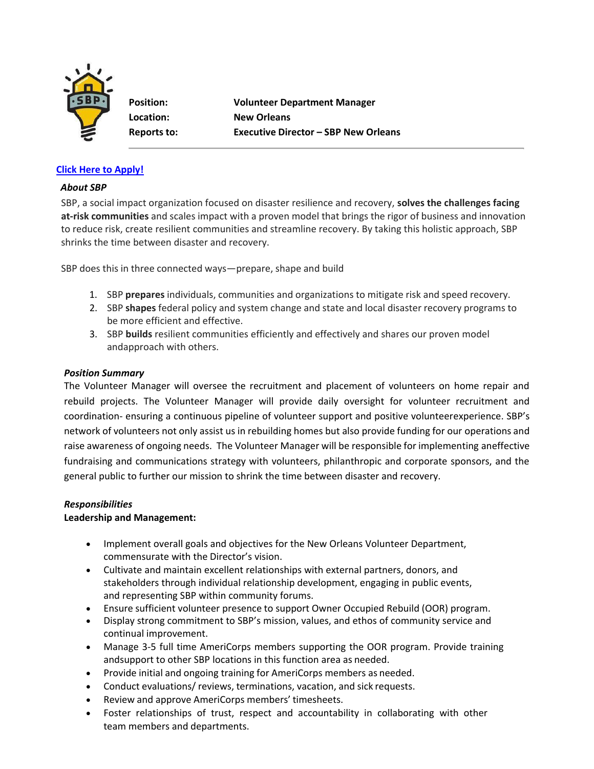| | |
|---|---|
| **Position:** | **Volunteer Department Manager** |
| **Location:** | **New Orleans** |
| **Reports to:** | **Executive Director – SBP New Orleans** |

**Click Here to Apply!**

***About SBP***

SBP, a social impact organization focused on disaster resilience and recovery, **solves the challenges facing at-risk communities** and scales impact with a proven model that brings the rigor of business and innovation to reduce risk, create resilient communities and streamline recovery. By taking this holistic approach, SBP shrinks the time between disaster and recovery.

SBP does this in three connected ways—prepare, shape and build

1. SBP **prepares** individuals, communities and organizations to mitigate risk and speed recovery.
2. SBP **shapes** federal policy and system change and state and local disaster recovery programs to be more efficient and effective.
3. SBP **builds** resilient communities efficiently and effectively and shares our proven model andapproach with others.

***Position Summary***

The Volunteer Manager will oversee the recruitment and placement of volunteers on home repair and rebuild projects. The Volunteer Manager will provide daily oversight for volunteer recruitment and coordination- ensuring a continuous pipeline of volunteer support and positive volunteerexperience. SBP's network of volunteers not only assist us in rebuilding homes but also provide funding for our operations and raise awareness of ongoing needs. The Volunteer Manager will be responsible for implementing aneffective fundraising and communications strategy with volunteers, philanthropic and corporate sponsors, and the general public to further our mission to shrink the time between disaster and recovery.

***Responsibilities***

**Leadership and Management:**

- Implement overall goals and objectives for the New Orleans Volunteer Department, commensurate with the Director's vision.
- Cultivate and maintain excellent relationships with external partners, donors, and stakeholders through individual relationship development, engaging in public events, and representing SBP within community forums.
- Ensure sufficient volunteer presence to support Owner Occupied Rebuild (OOR) program.
- Display strong commitment to SBP's mission, values, and ethos of community service and continual improvement.
- Manage 3-5 full time AmeriCorps members supporting the OOR program. Provide training andsupport to other SBP locations in this function area as needed.
- Provide initial and ongoing training for AmeriCorps members as needed.
- Conduct evaluations/ reviews, terminations, vacation, and sick requests.
- Review and approve AmeriCorps members' timesheets.
- Foster relationships of trust, respect and accountability in collaborating with other team members and departments.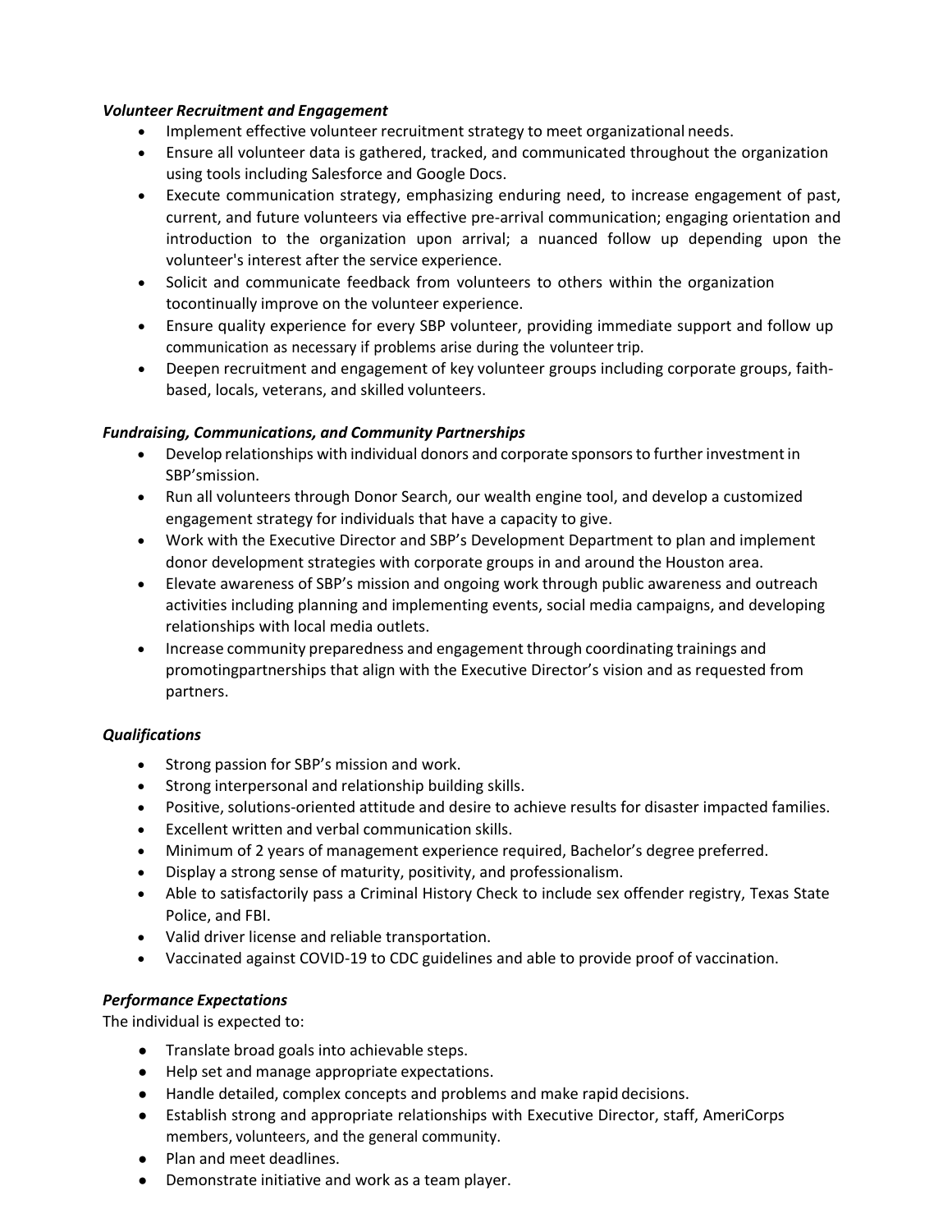***Volunteer Recruitment and Engagement***

- Implement effective volunteer recruitment strategy to meet organizational needs.
- Ensure all volunteer data is gathered, tracked, and communicated throughout the organization using tools including Salesforce and Google Docs.
- Execute communication strategy, emphasizing enduring need, to increase engagement of past, current, and future volunteers via effective pre-arrival communication; engaging orientation and introduction to the organization upon arrival; a nuanced follow up depending upon the volunteer's interest after the service experience.
- Solicit and communicate feedback from volunteers to others within the organization tocontinually improve on the volunteer experience.
- Ensure quality experience for every SBP volunteer, providing immediate support and follow up communication as necessary if problems arise during the volunteer trip.
- Deepen recruitment and engagement of key volunteer groups including corporate groups, faith-based, locals, veterans, and skilled volunteers.

***Fundraising, Communications, and Community Partnerships***

- Develop relationships with individual donors and corporate sponsors to further investment in SBP'smission.
- Run all volunteers through Donor Search, our wealth engine tool, and develop a customized engagement strategy for individuals that have a capacity to give.
- Work with the Executive Director and SBP's Development Department to plan and implement donor development strategies with corporate groups in and around the Houston area.
- Elevate awareness of SBP's mission and ongoing work through public awareness and outreach activities including planning and implementing events, social media campaigns, and developing relationships with local media outlets.
- Increase community preparedness and engagement through coordinating trainings and promotingpartnerships that align with the Executive Director's vision and as requested from partners.

***Qualifications***

- Strong passion for SBP's mission and work.
- Strong interpersonal and relationship building skills.
- Positive, solutions-oriented attitude and desire to achieve results for disaster impacted families.
- Excellent written and verbal communication skills.
- Minimum of 2 years of management experience required, Bachelor's degree preferred.
- Display a strong sense of maturity, positivity, and professionalism.
- Able to satisfactorily pass a Criminal History Check to include sex offender registry, Texas State Police, and FBI.
- Valid driver license and reliable transportation.
- Vaccinated against COVID-19 to CDC guidelines and able to provide proof of vaccination.

***Performance Expectations***

The individual is expected to:

- Translate broad goals into achievable steps.
- Help set and manage appropriate expectations.
- Handle detailed, complex concepts and problems and make rapid decisions.
- Establish strong and appropriate relationships with Executive Director, staff, AmeriCorps members, volunteers, and the general community.
- Plan and meet deadlines.
- Demonstrate initiative and work as a team player.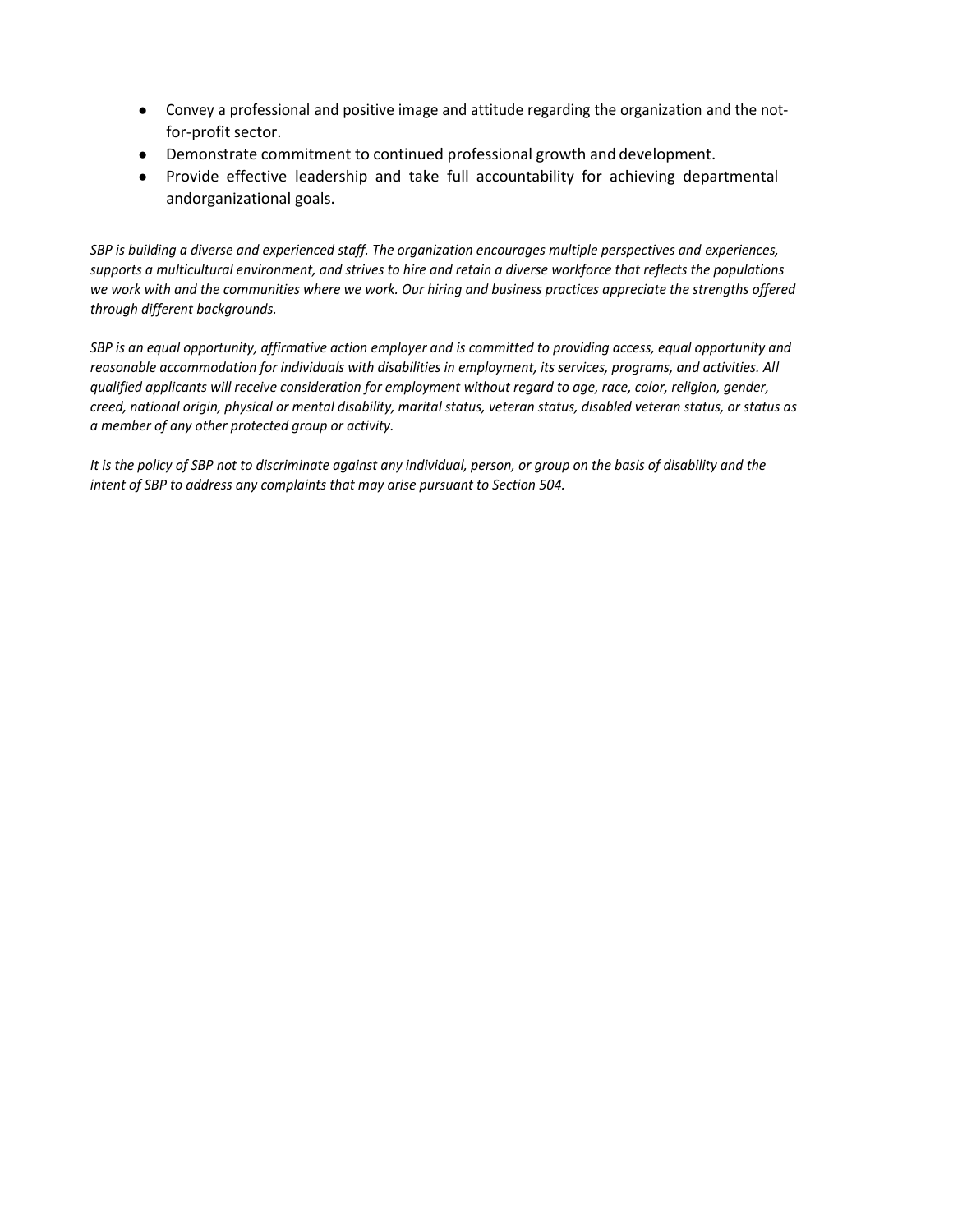- Convey a professional and positive image and attitude regarding the organization and the not-for-profit sector.
- Demonstrate commitment to continued professional growth and development.
- Provide effective leadership and take full accountability for achieving departmental andorganizational goals.

*SBP is building a diverse and experienced staff. The organization encourages multiple perspectives and experiences, supports a multicultural environment, and strives to hire and retain a diverse workforce that reflects the populations we work with and the communities where we work. Our hiring and business practices appreciate the strengths offered through different backgrounds.*

*SBP is an equal opportunity, affirmative action employer and is committed to providing access, equal opportunity and reasonable accommodation for individuals with disabilities in employment, its services, programs, and activities. All qualified applicants will receive consideration for employment without regard to age, race, color, religion, gender, creed, national origin, physical or mental disability, marital status, veteran status, disabled veteran status, or status as a member of any other protected group or activity.*

*It is the policy of SBP not to discriminate against any individual, person, or group on the basis of disability and the intent of SBP to address any complaints that may arise pursuant to Section 504.*